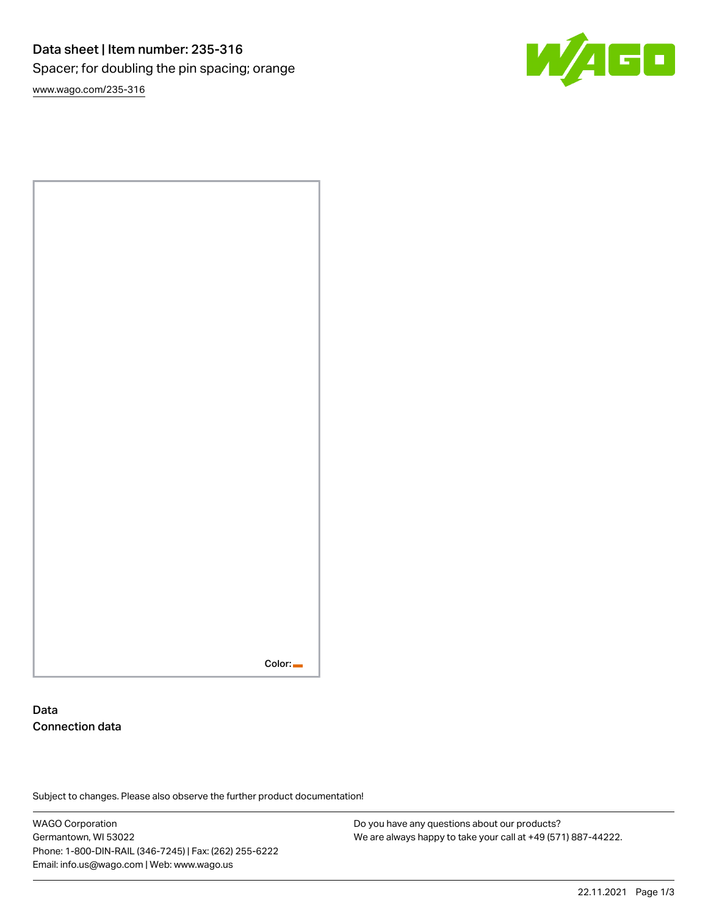# Data sheet | Item number: 235-316

Spacer; for doubling the pin spacing; orange

www.wago.com/235-316

Color:

## Data

### Connection data

Subject to changes. Please also observe the further product documentation!

WAGO Corporation
Germantown, WI 53022
Phone: 1-800-DIN-RAIL (346-7245) | Fax: (262) 255-6222
Email: info.us@wago.com | Web: www.wago.us

Do you have any questions about our products?
We are always happy to take your call at +49 (571) 887-44222.

22.11.2021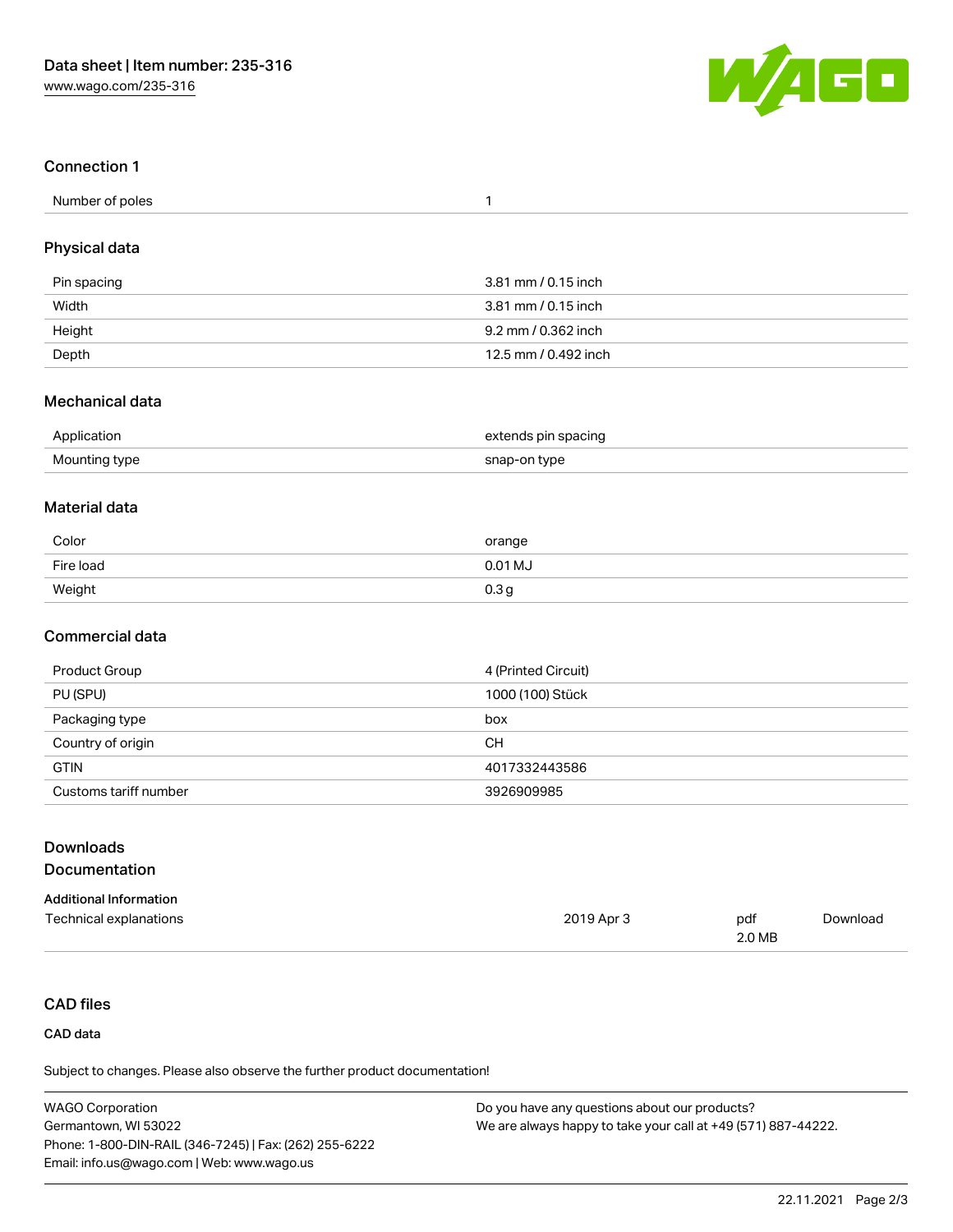## Connection 1

| | |
|---|---|
| Number of poles | 1 |

## Physical data

| | |
|---|---|
| Pin spacing | 3.81 mm / 0.15 inch |
| Width | 3.81 mm / 0.15 inch |
| Height | 9.2 mm / 0.362 inch |
| Depth | 12.5 mm / 0.492 inch |

## Mechanical data

| | |
|---|---|
| Application | extends pin spacing |
| Mounting type | snap-on type |

## Material data

| | |
|---|---|
| Color | orange |
| Fire load | 0.01 MJ |
| Weight | 0.3 g |

## Commercial data

| | |
|---|---|
| Product Group | 4 (Printed Circuit) |
| PU (SPU) | 1000 (100) Stück |
| Packaging type | box |
| Country of origin | CH |
| GTIN | 4017332443586 |
| Customs tariff number | 3926909985 |

## Downloads

## Documentation

#### Additional Information

| | | | |
|---|---|---|---|
| Technical explanations | 2019 Apr 3 | pdf 2.0 MB | Download |

## CAD files

#### CAD data

Subject to changes. Please also observe the further product documentation!

WAGO Corporation
Germantown, WI 53022
Phone: 1-800-DIN-RAIL (346-7245) | Fax: (262) 255-6222
Email: info.us@wago.com | Web: www.wago.us

Do you have any questions about our products?
We are always happy to take your call at +49 (571) 887-44222.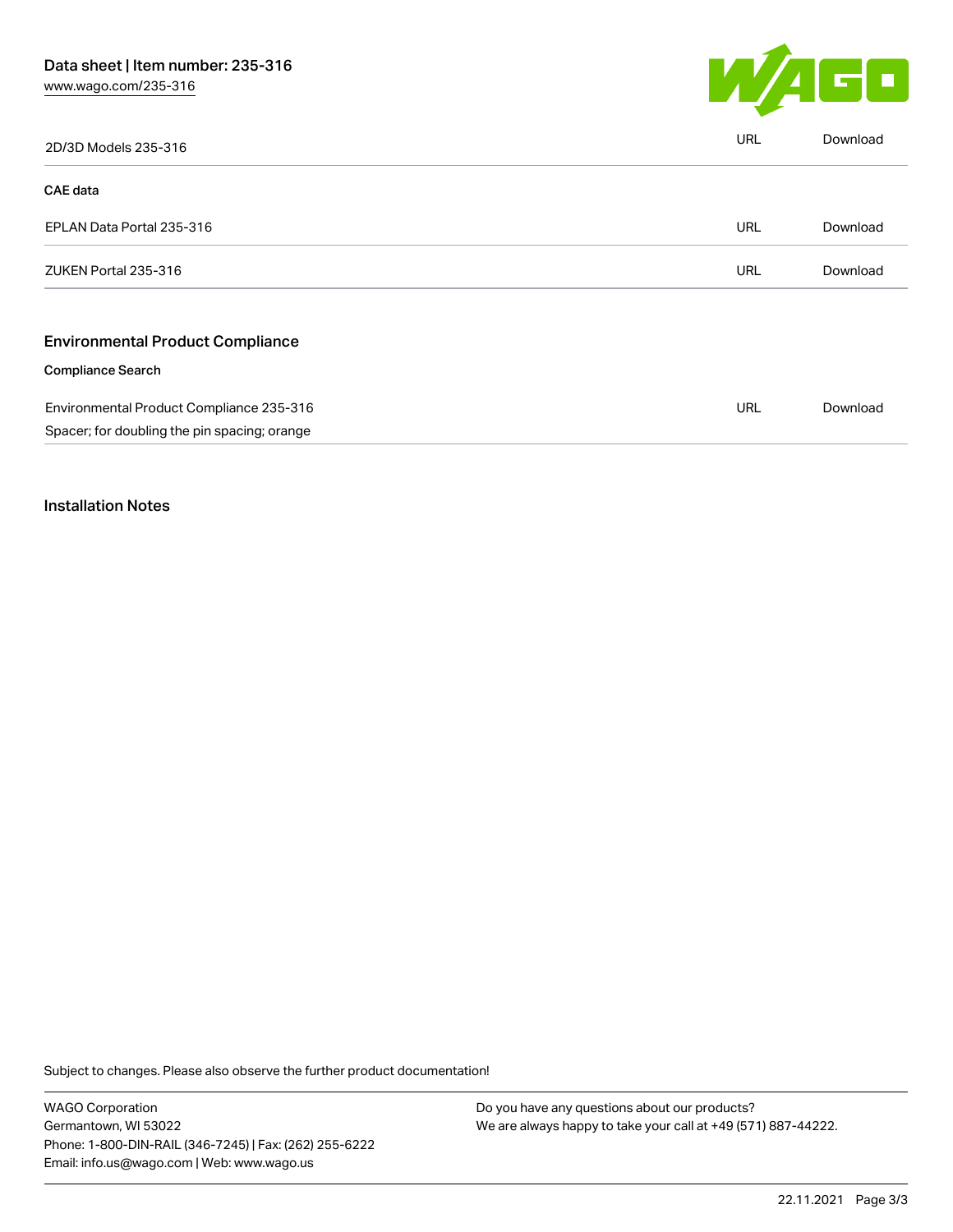| | | |
|---|---|---|
| 2D/3D Models 235-316 | URL | Download |

**CAE data**

| | | |
|---|---|---|
| EPLAN Data Portal 235-316 | URL | Download |
| ZUKEN Portal 235-316 | URL | Download |

## Environmental Product Compliance

**Compliance Search**

| | | |
|---|---|---|
| Environmental Product Compliance 235-316<br>Spacer; for doubling the pin spacing; orange | URL | Download |

## Installation Notes

Subject to changes. Please also observe the further product documentation!

WAGO Corporation
Germantown, WI 53022
Phone: 1-800-DIN-RAIL (346-7245) | Fax: (262) 255-6222
Email: info.us@wago.com | Web: www.wago.us

Do you have any questions about our products?
We are always happy to take your call at +49 (571) 887-44222.

22.11.2021